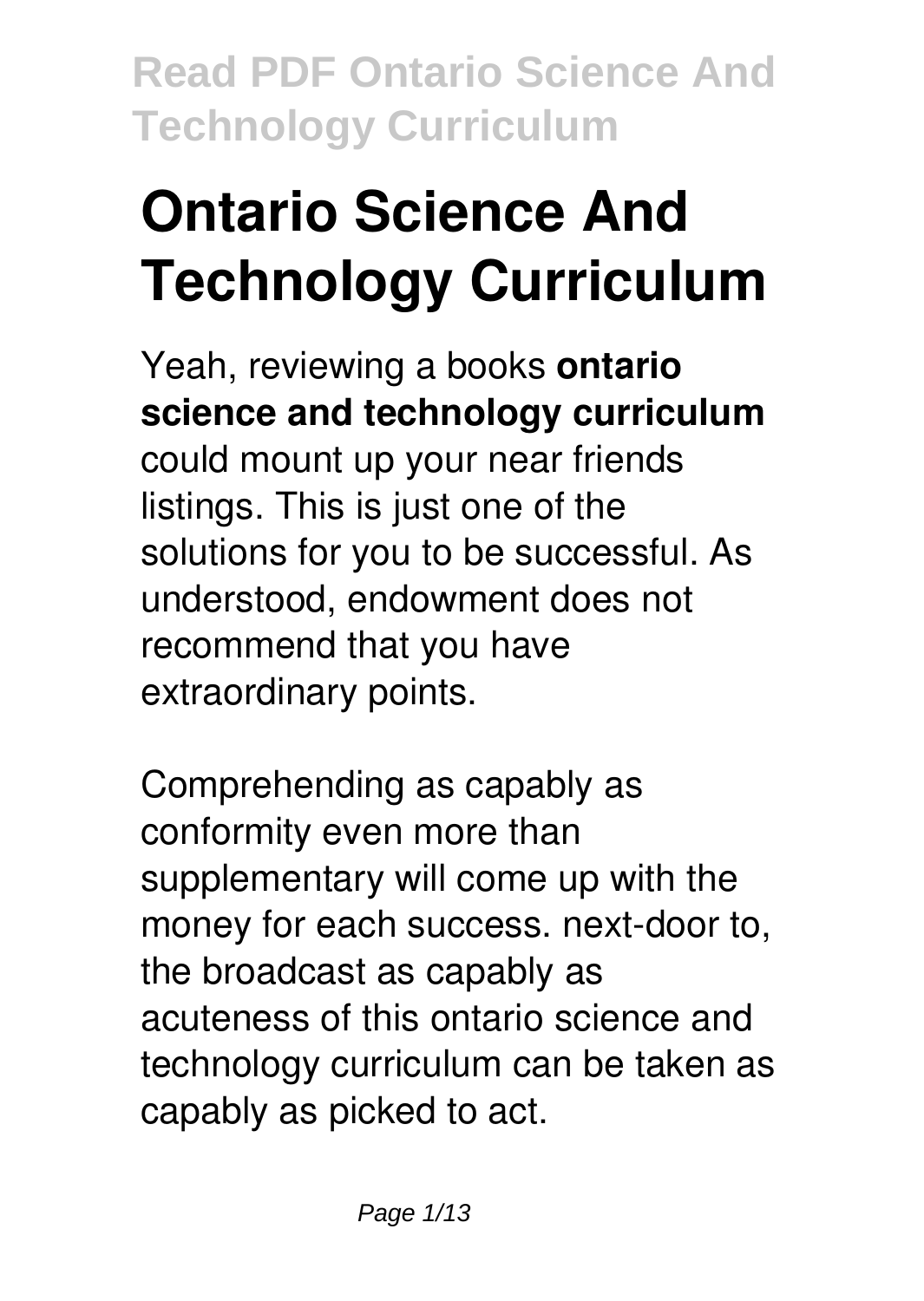# Ontario Science And Technology Curriculum

Yeah, reviewing a books **ontario science and technology curriculum** could mount up your near friends listings. This is just one of the solutions for you to be successful. As understood, endowment does not recommend that you have extraordinary points.

Comprehending as capably as conformity even more than supplementary will come up with the money for each success. next-door to, the broadcast as capably as acuteness of this ontario science and technology curriculum can be taken as capably as picked to act.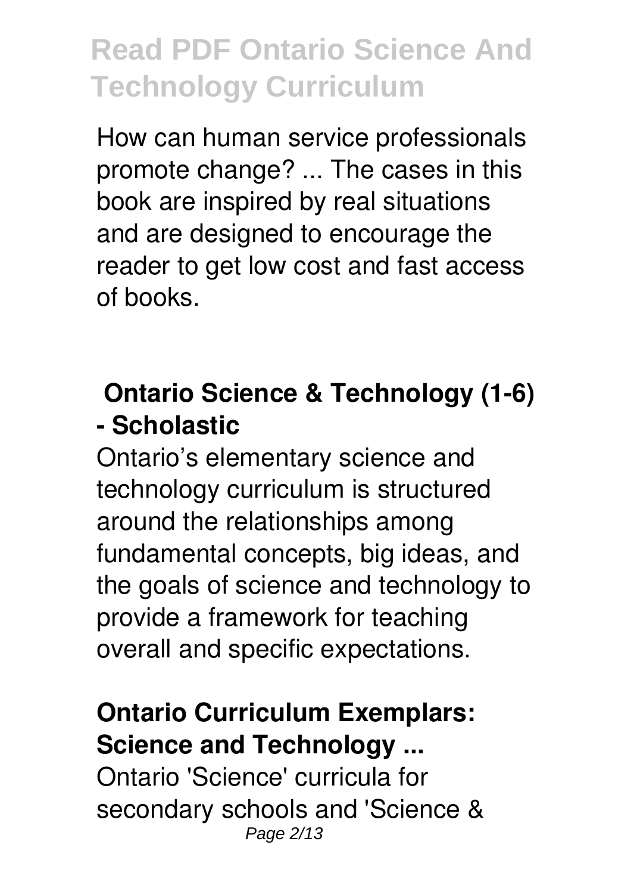How can human service professionals promote change? ... The cases in this book are inspired by real situations and are designed to encourage the reader to get low cost and fast access of books.

## Ontario Science & Technology (1-6) - Scholastic

Ontario's elementary science and technology curriculum is structured around the relationships among fundamental concepts, big ideas, and the goals of science and technology to provide a framework for teaching overall and specific expectations.

## Ontario Curriculum Exemplars: Science and Technology ...

Ontario 'Science' curricula for secondary schools and 'Science &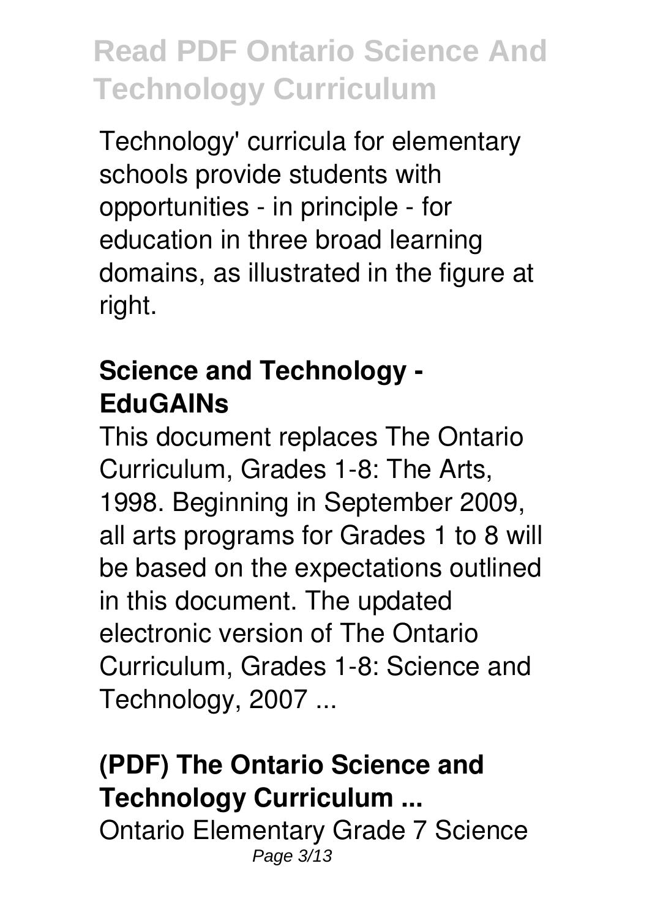Technology' curricula for elementary schools provide students with opportunities - in principle - for education in three broad learning domains, as illustrated in the figure at right.

### Science and Technology - EduGAINs

This document replaces The Ontario Curriculum, Grades 1-8: The Arts, 1998. Beginning in September 2009, all arts programs for Grades 1 to 8 will be based on the expectations outlined in this document. The updated electronic version of The Ontario Curriculum, Grades 1-8: Science and Technology, 2007 ...

### (PDF) The Ontario Science and Technology Curriculum ...

Ontario Elementary Grade 7 Science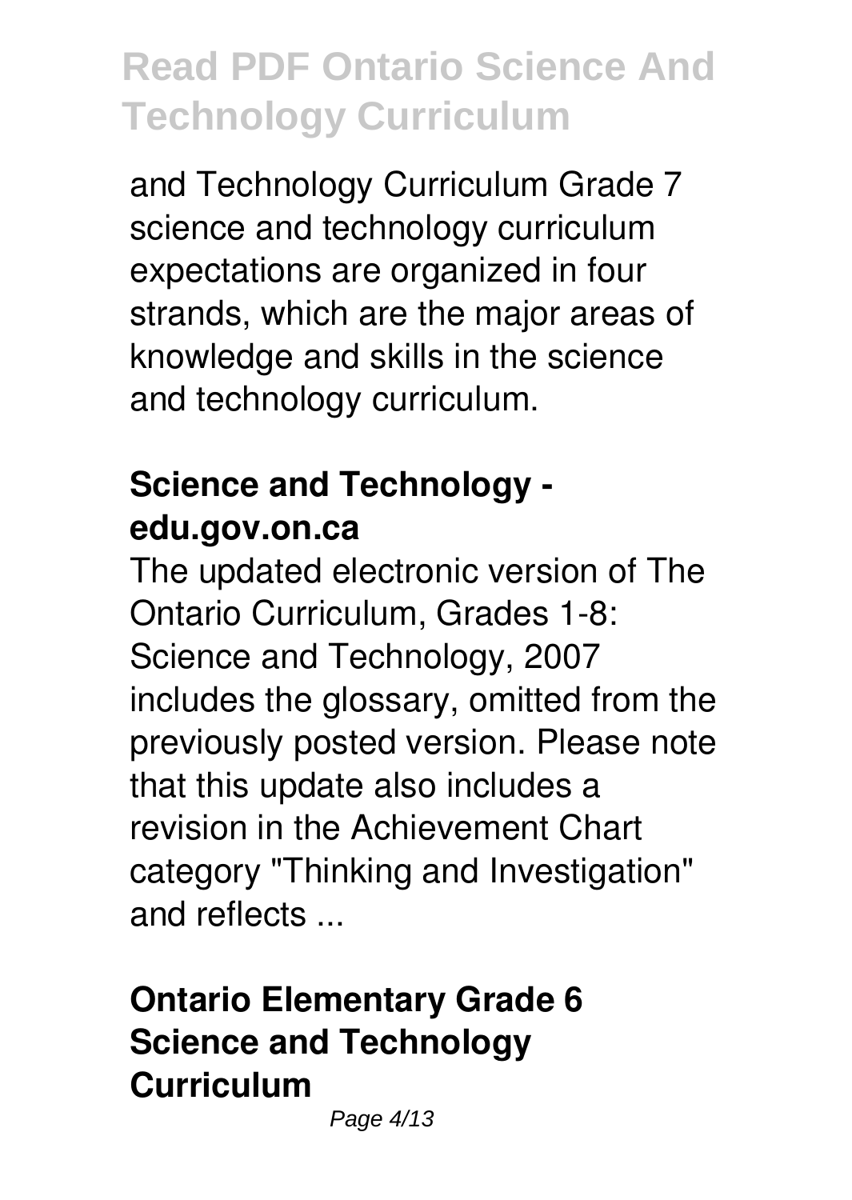and Technology Curriculum Grade 7 science and technology curriculum expectations are organized in four strands, which are the major areas of knowledge and skills in the science and technology curriculum.

## Science and Technology - edu.gov.on.ca

The updated electronic version of The Ontario Curriculum, Grades 1-8: Science and Technology, 2007 includes the glossary, omitted from the previously posted version. Please note that this update also includes a revision in the Achievement Chart category "Thinking and Investigation" and reflects ...

## Ontario Elementary Grade 6 Science and Technology Curriculum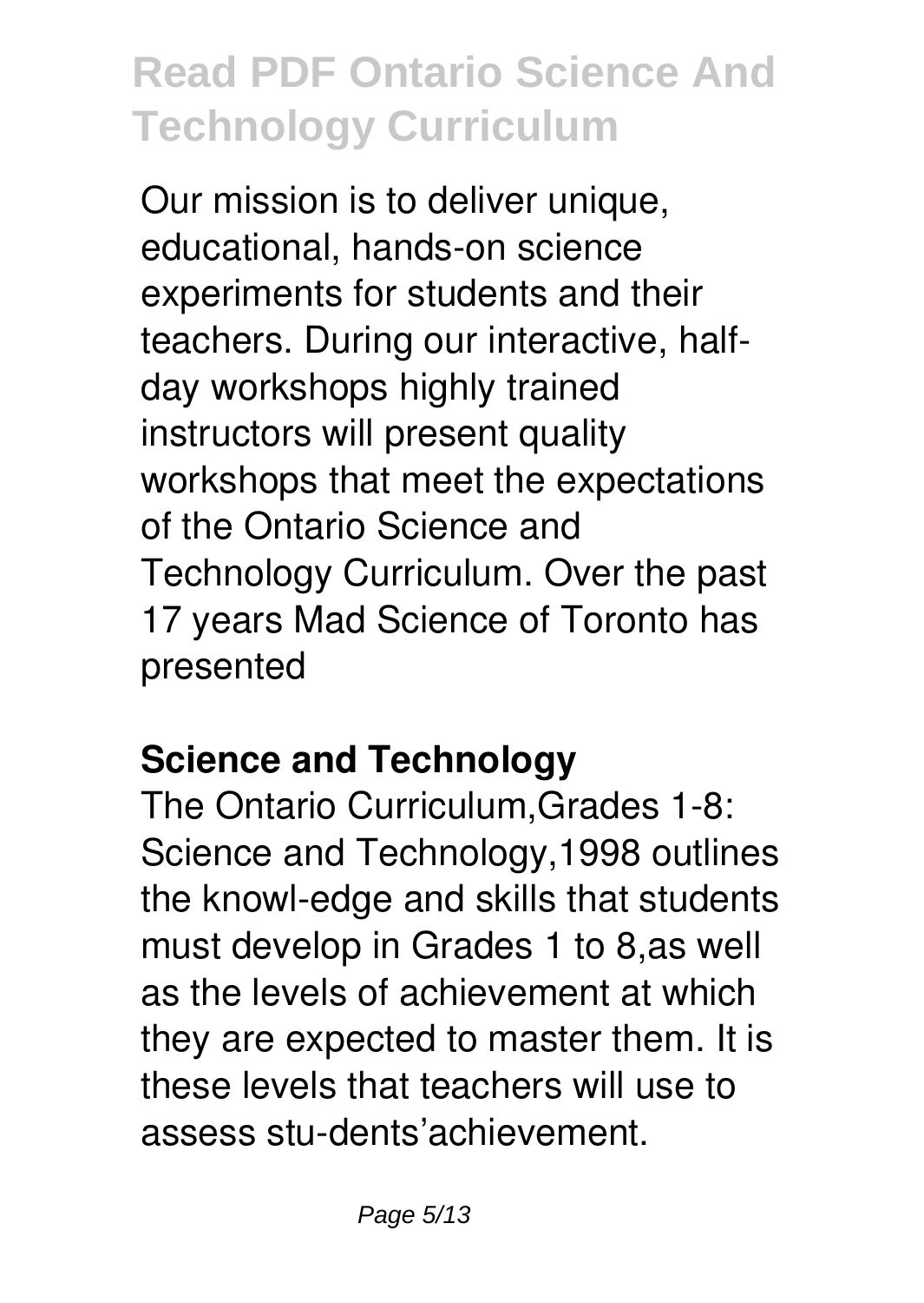Our mission is to deliver unique, educational, hands-on science experiments for students and their teachers. During our interactive, half-day workshops highly trained instructors will present quality workshops that meet the expectations of the Ontario Science and Technology Curriculum. Over the past 17 years Mad Science of Toronto has presented

## Science and Technology

The Ontario Curriculum,Grades 1-8: Science and Technology,1998 outlines the knowl-edge and skills that students must develop in Grades 1 to 8,as well as the levels of achievement at which they are expected to master them. It is these levels that teachers will use to assess stu-dents'achievement.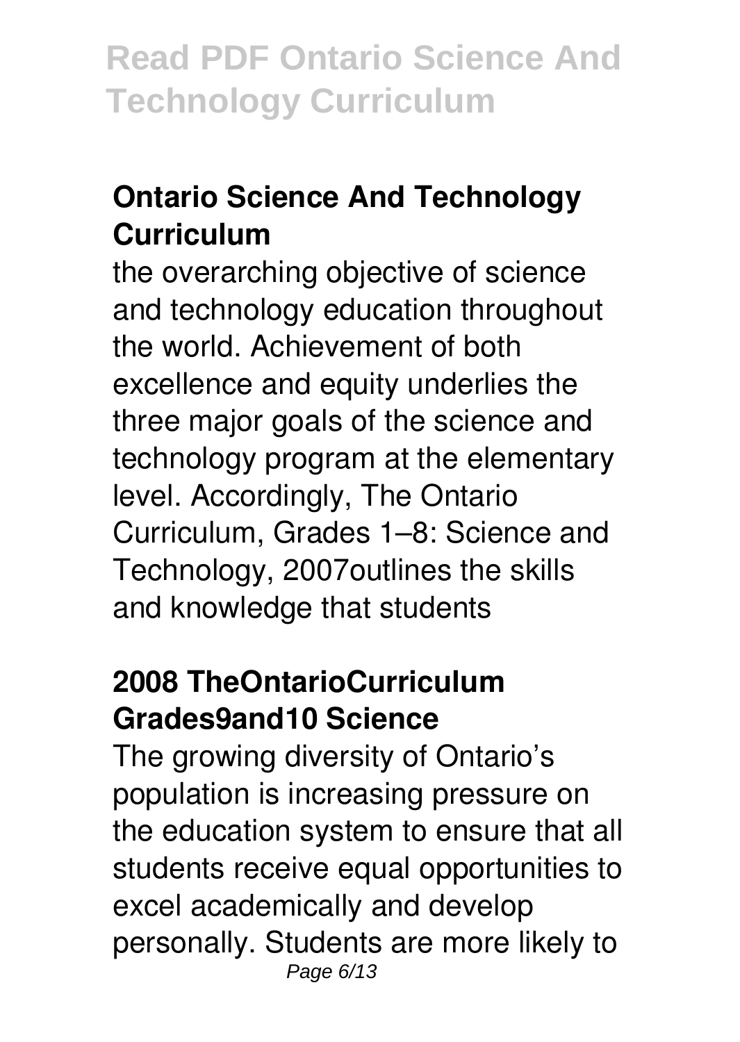## Ontario Science And Technology Curriculum

the overarching objective of science and technology education throughout the world. Achievement of both excellence and equity underlies the three major goals of the science and technology program at the elementary level. Accordingly, The Ontario Curriculum, Grades 1–8: Science and Technology, 2007outlines the skills and knowledge that students

## 2008 TheOntarioCurriculum Grades9and10 Science

The growing diversity of Ontario's population is increasing pressure on the education system to ensure that all students receive equal opportunities to excel academically and develop personally. Students are more likely to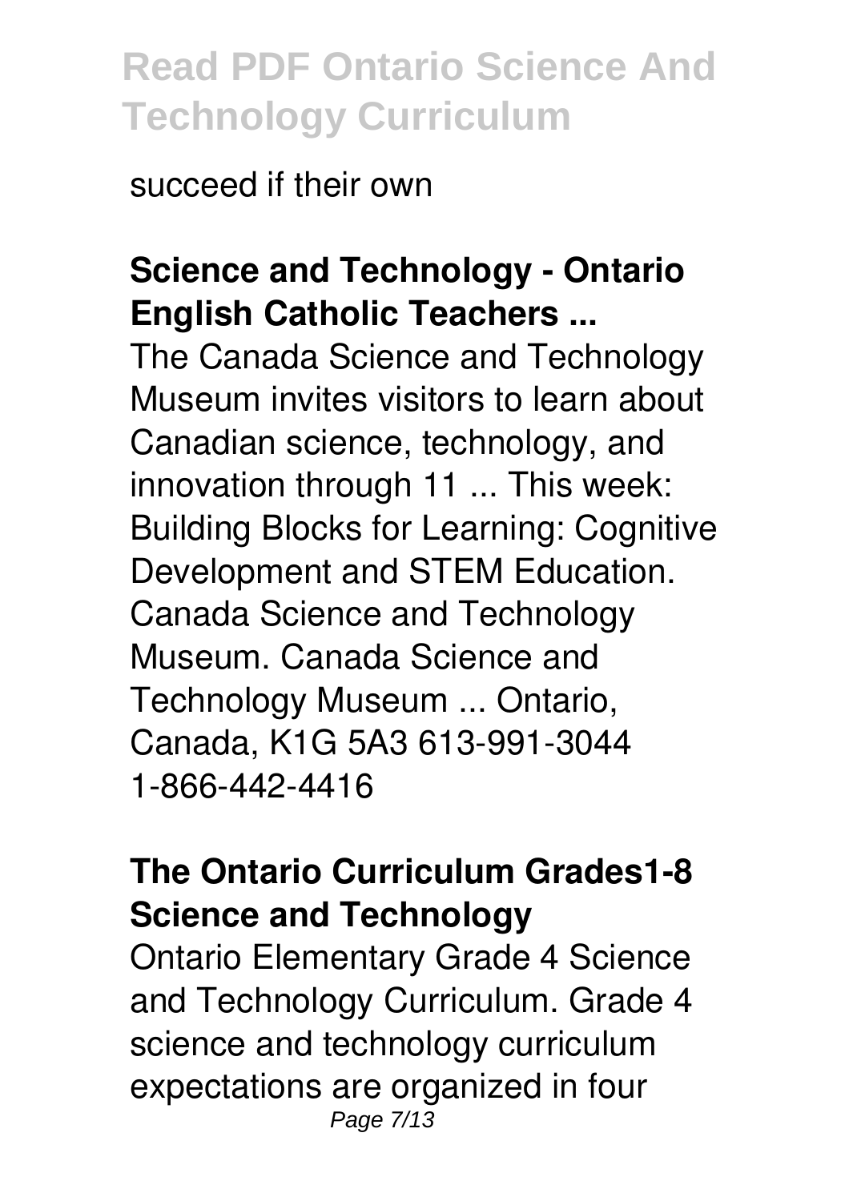succeed if their own

**Science and Technology - Ontario English Catholic Teachers ...**

The Canada Science and Technology Museum invites visitors to learn about Canadian science, technology, and innovation through 11 ... This week: Building Blocks for Learning: Cognitive Development and STEM Education. Canada Science and Technology Museum. Canada Science and Technology Museum ... Ontario, Canada, K1G 5A3 613-991-3044 1-866-442-4416

**The Ontario Curriculum Grades1-8 Science and Technology**

Ontario Elementary Grade 4 Science and Technology Curriculum. Grade 4 science and technology curriculum expectations are organized in four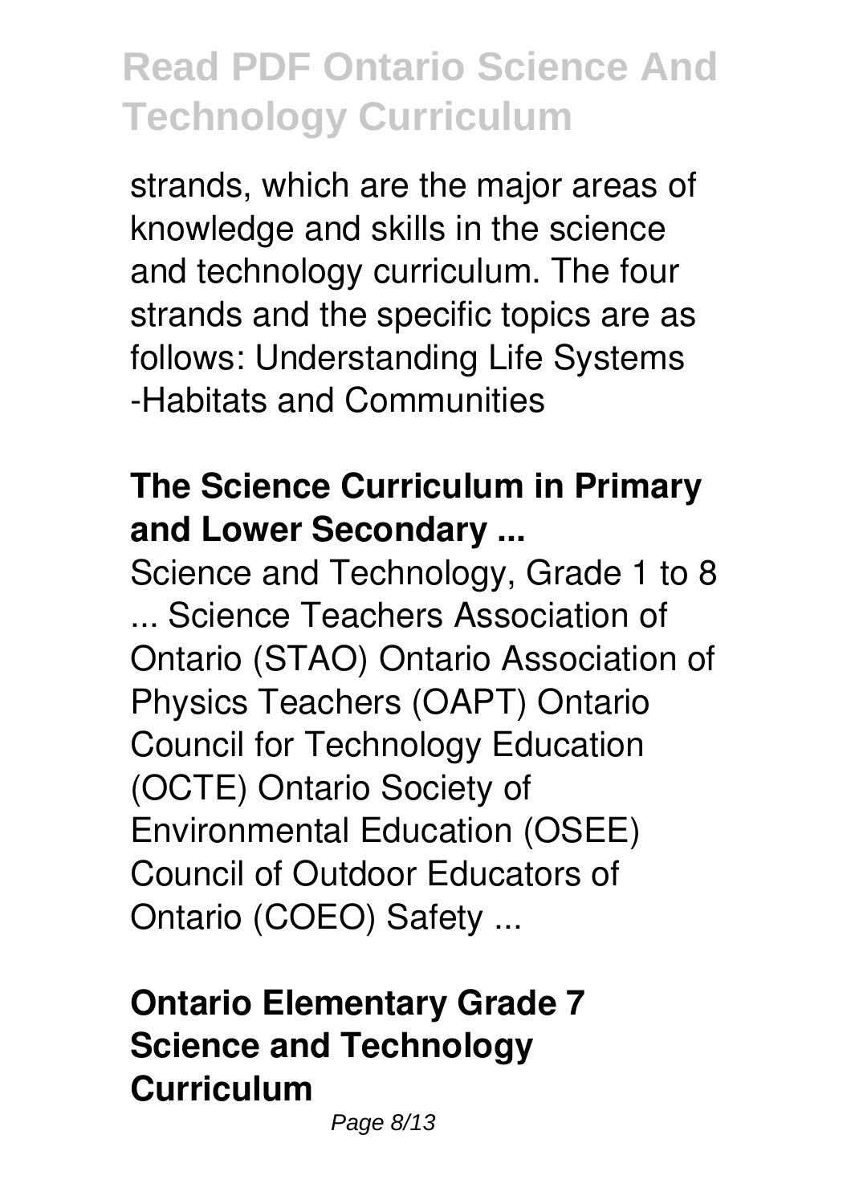strands, which are the major areas of knowledge and skills in the science and technology curriculum. The four strands and the specific topics are as follows: Understanding Life Systems -Habitats and Communities

### The Science Curriculum in Primary and Lower Secondary ...

Science and Technology, Grade 1 to 8 ... Science Teachers Association of Ontario (STAO) Ontario Association of Physics Teachers (OAPT) Ontario Council for Technology Education (OCTE) Ontario Society of Environmental Education (OSEE) Council of Outdoor Educators of Ontario (COEO) Safety ...

### Ontario Elementary Grade 7 Science and Technology Curriculum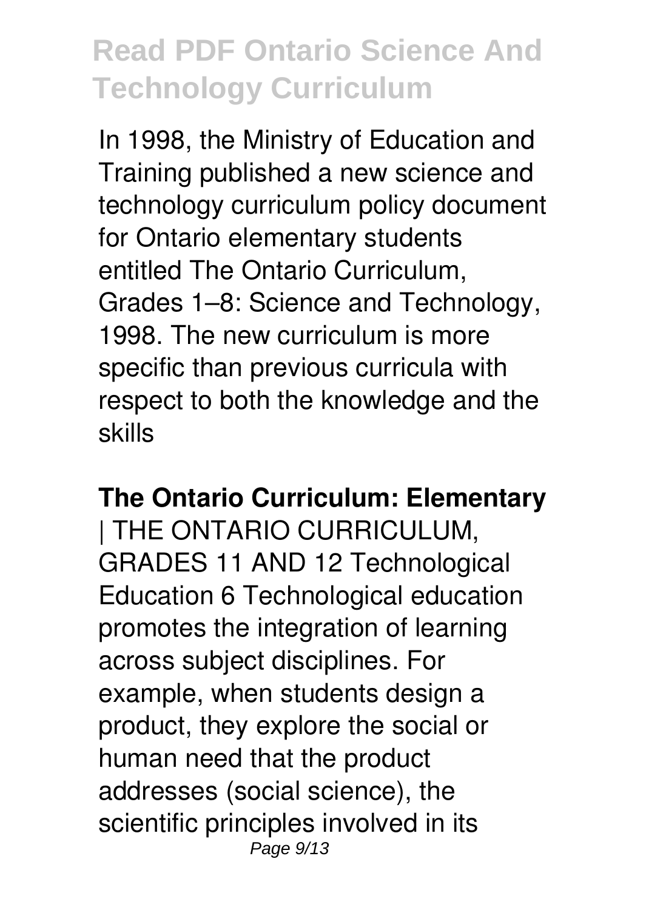In 1998, the Ministry of Education and Training published a new science and technology curriculum policy document for Ontario elementary students entitled The Ontario Curriculum, Grades 1–8: Science and Technology, 1998. The new curriculum is more specific than previous curricula with respect to both the knowledge and the skills

**The Ontario Curriculum: Elementary**

| THE ONTARIO CURRICULUM, GRADES 11 AND 12 Technological Education 6 Technological education promotes the integration of learning across subject disciplines. For example, when students design a product, they explore the social or human need that the product addresses (social science), the scientific principles involved in its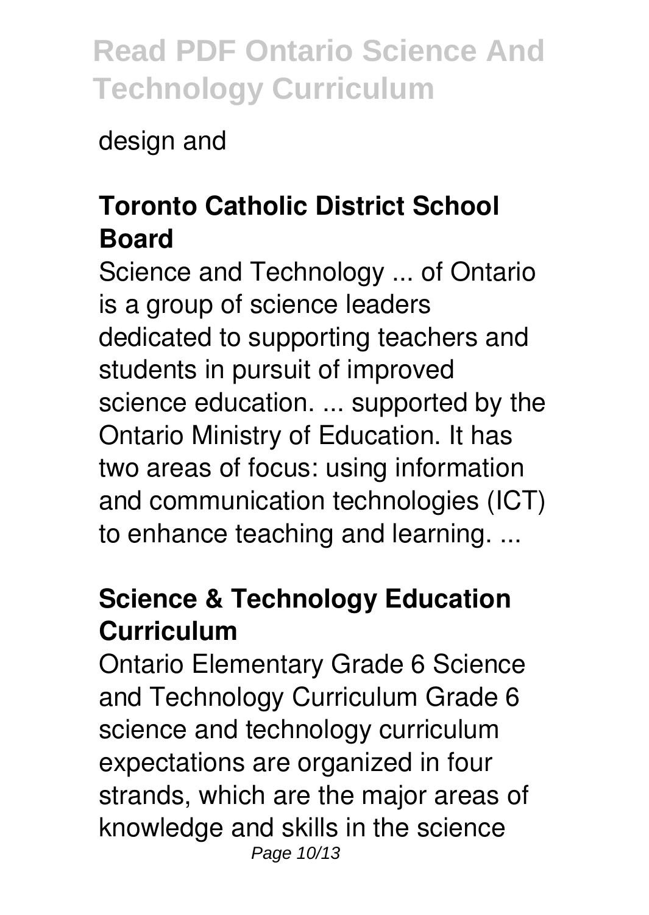design and

## Toronto Catholic District School Board

Science and Technology ... of Ontario is a group of science leaders dedicated to supporting teachers and students in pursuit of improved science education. ... supported by the Ontario Ministry of Education. It has two areas of focus: using information and communication technologies (ICT) to enhance teaching and learning. ...

## Science & Technology Education Curriculum

Ontario Elementary Grade 6 Science and Technology Curriculum Grade 6 science and technology curriculum expectations are organized in four strands, which are the major areas of knowledge and skills in the science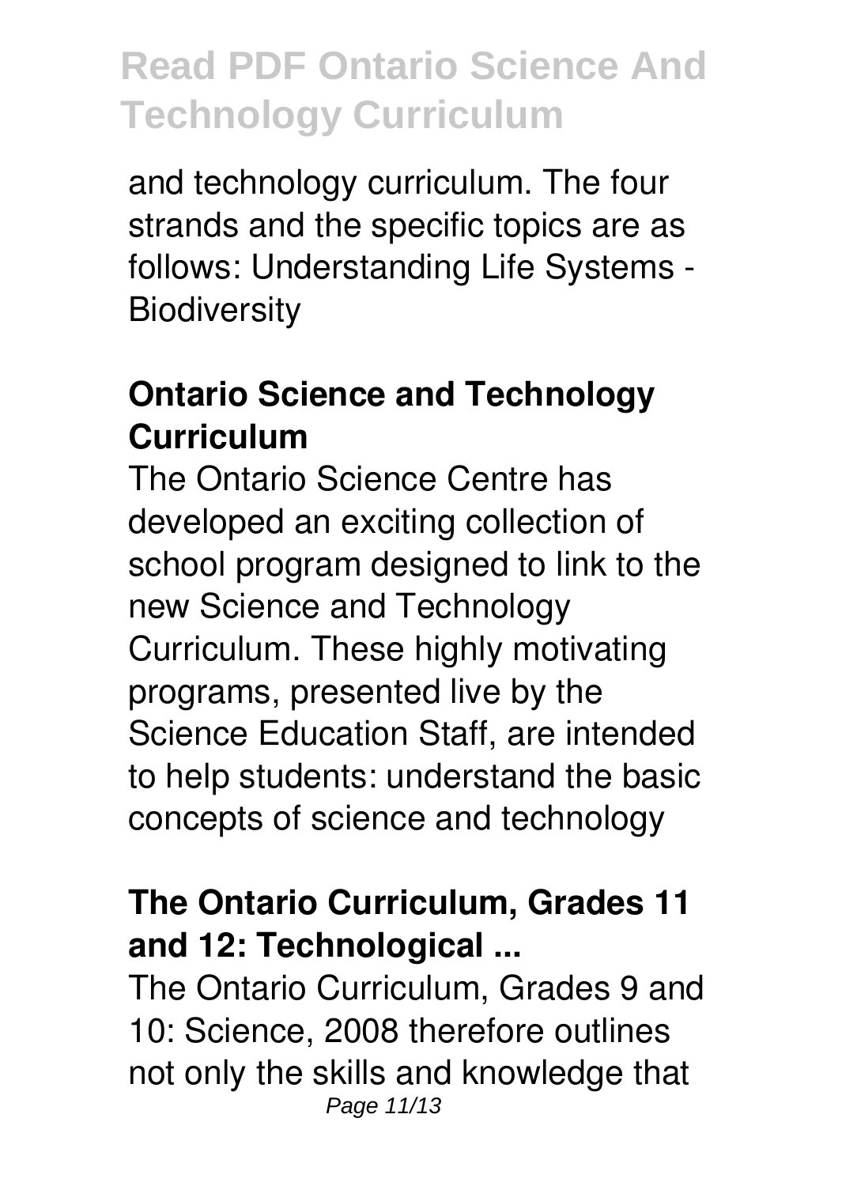and technology curriculum. The four strands and the specific topics are as follows: Understanding Life Systems - Biodiversity

## Ontario Science and Technology Curriculum

The Ontario Science Centre has developed an exciting collection of school program designed to link to the new Science and Technology Curriculum. These highly motivating programs, presented live by the Science Education Staff, are intended to help students: understand the basic concepts of science and technology

## The Ontario Curriculum, Grades 11 and 12: Technological ...

The Ontario Curriculum, Grades 9 and 10: Science, 2008 therefore outlines not only the skills and knowledge that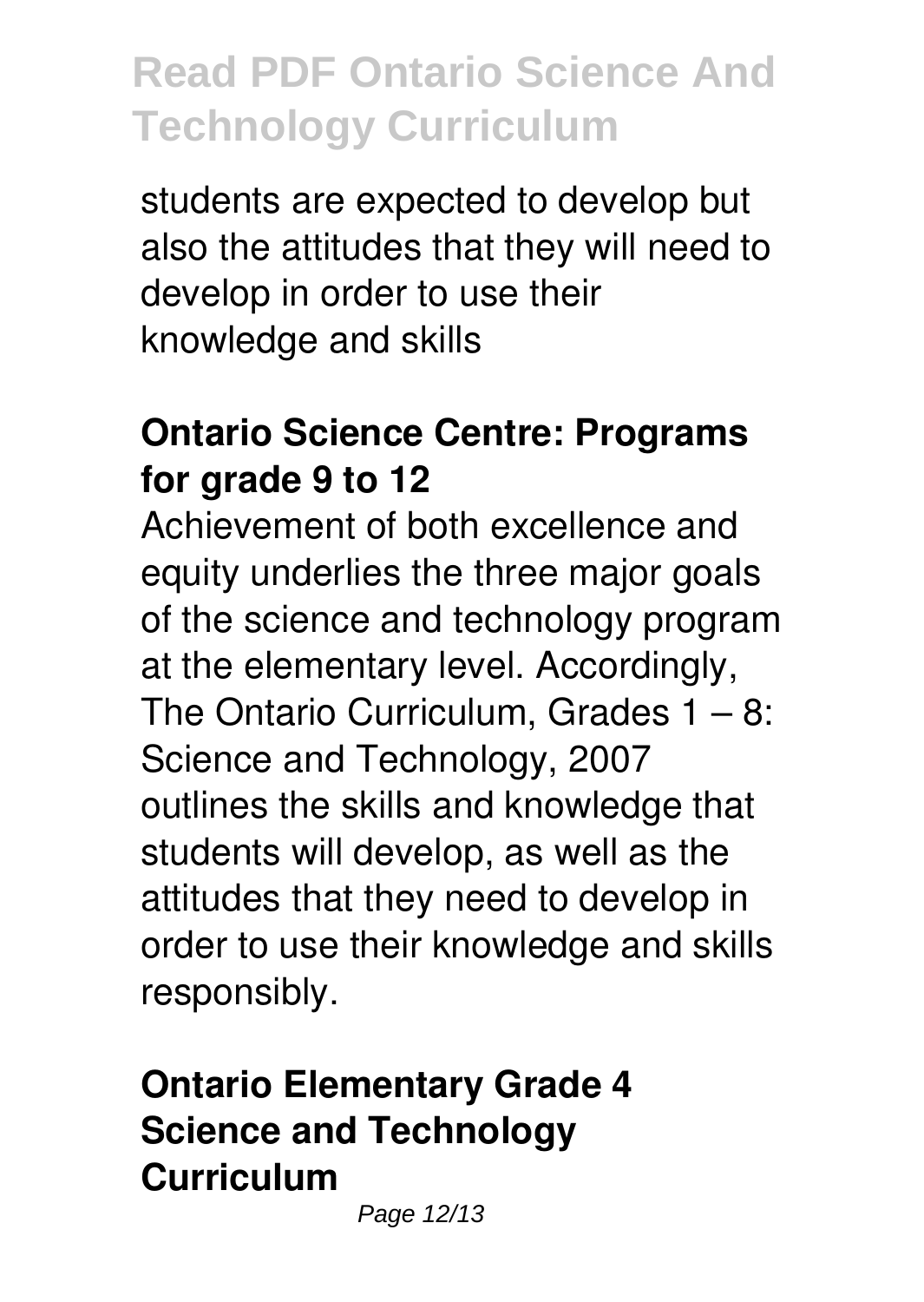students are expected to develop but also the attitudes that they will need to develop in order to use their knowledge and skills

## Ontario Science Centre: Programs for grade 9 to 12

Achievement of both excellence and equity underlies the three major goals of the science and technology program at the elementary level. Accordingly, The Ontario Curriculum, Grades 1 – 8: Science and Technology, 2007 outlines the skills and knowledge that students will develop, as well as the attitudes that they need to develop in order to use their knowledge and skills responsibly.

## Ontario Elementary Grade 4 Science and Technology Curriculum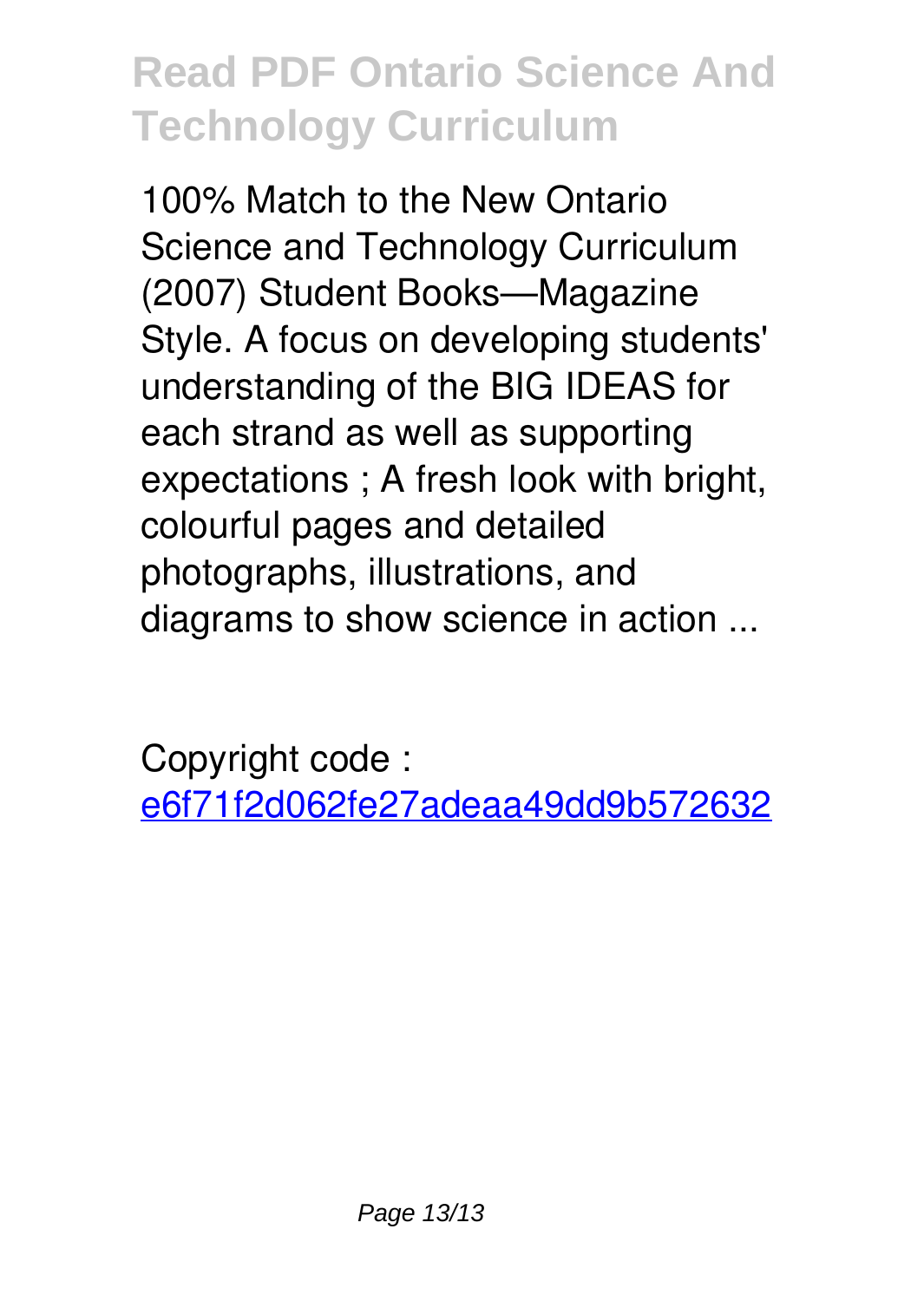100% Match to the New Ontario Science and Technology Curriculum (2007) Student Books—Magazine Style. A focus on developing students' understanding of the BIG IDEAS for each strand as well as supporting expectations ; A fresh look with bright, colourful pages and detailed photographs, illustrations, and diagrams to show science in action ...

Copyright code : [e6f71f2d062fe27adeaa49dd9b572632](e6f71f2d062fe27adeaa49dd9b572632)